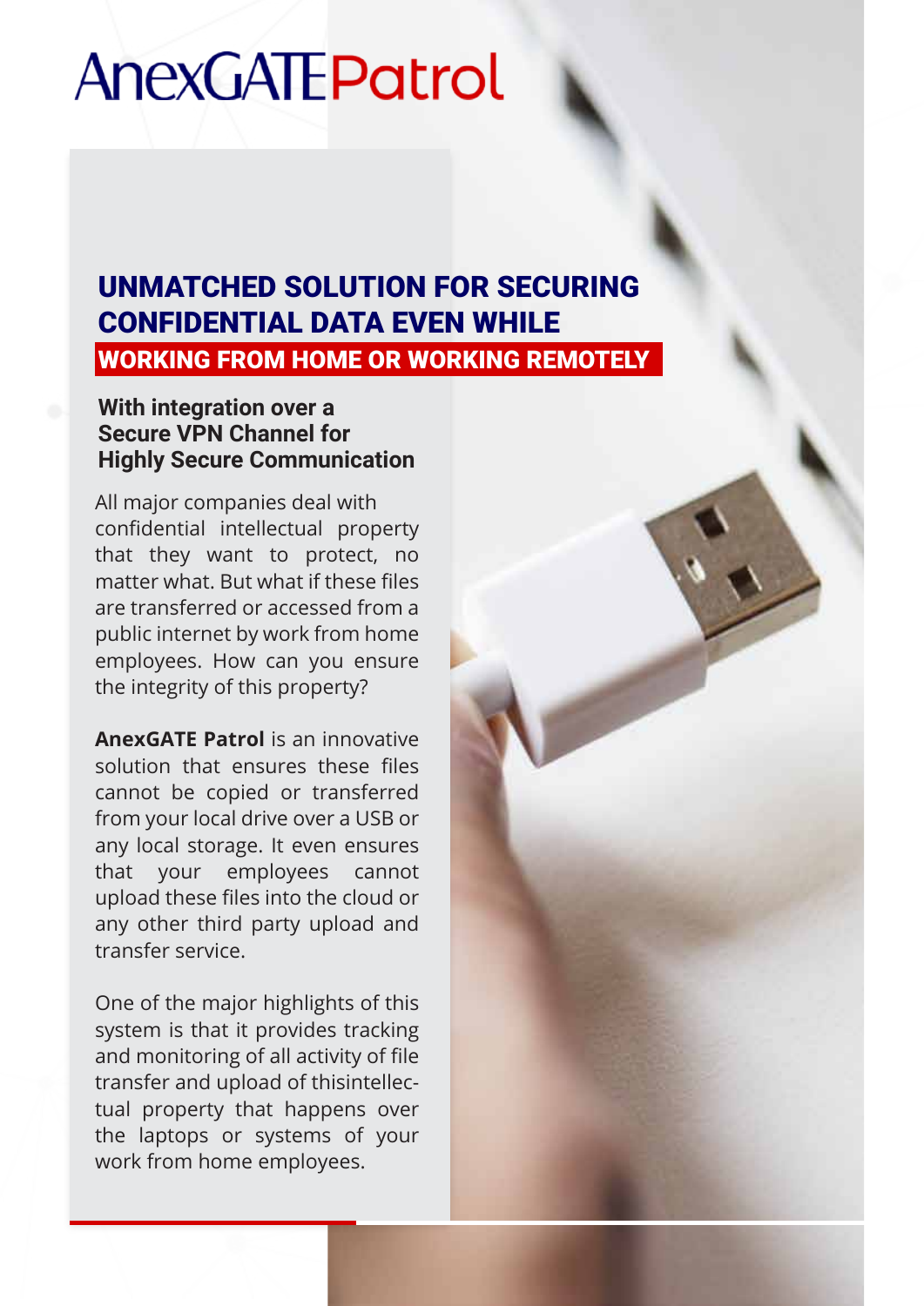# AnexGATE Patrol

## UNMATCHED SOLUTION FOR SECURING CONFIDENTIAL DATA EVEN WHILE WORKING FROM HOME OR WORKING REMOTELY

### With integration over a Secure VPN Channel for Highly Secure Communication

All major companies deal with confidential intellectual property that they want to protect, no matter what. But what if these files are transferred or accessed from a public internet by work from home employees. How can you ensure the integrity of this property?

**AnexGATE Patrol** is an innovative solution that ensures these files cannot be copied or transferred from your local drive over a USB or any local storage. It even ensures that your employees cannot upload these files into the cloud or any other third party upload and transfer service.

One of the major highlights of this system is that it provides tracking and monitoring of all activity of file transfer and upload of thisintellectual property that happens over the laptops or systems of your work from home employees.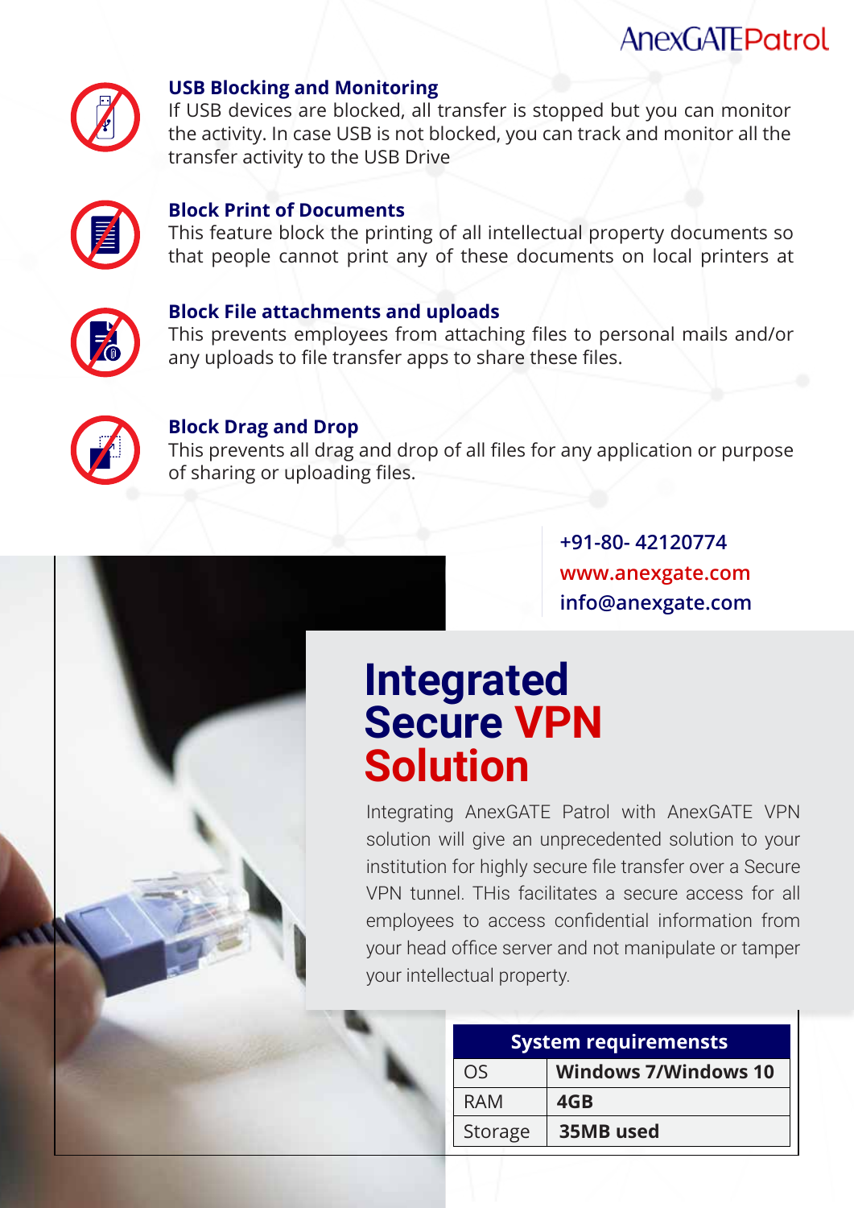### USB Blocking and Monitoring

If USB devices are blocked, all transfer is stopped but you can monitor the activity. In case USB is not blocked, you can track and monitor all the transfer activity to the USB Drive

### Block Print of Documents

This feature block the printing of all intellectual property documents so that people cannot print any of these documents on local printers at

### Block File attachments and uploads

This prevents employees from attaching files to personal mails and/or any uploads to file transfer apps to share these files.

### Block Drag and Drop

This prevents all drag and drop of all files for any application or purpose of sharing or uploading files.

**+91-80- 42120774**
**www.anexgate.com**
**info@anexgate.com**

# Integrated Secure VPN Solution

Integrating AnexGATE Patrol with AnexGATE VPN solution will give an unprecedented solution to your institution for highly secure file transfer over a Secure VPN tunnel. THis facilitates a secure access for all employees to access confidential information from your head office server and not manipulate or tamper your intellectual property.

| System requiremensts | |
|---|---|
| OS | **Windows 7/Windows 10** |
| RAM | **4GB** |
| Storage | **35MB used** |